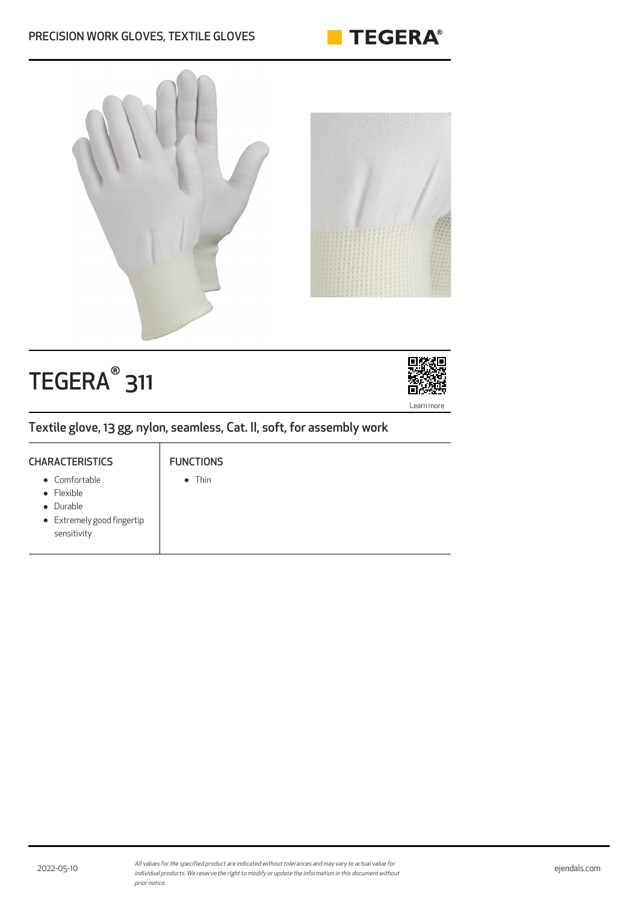PRECISION WORK GLOVES, TEXTILE GLOVES

# TEGERA® 311

Learn more

## Textile glove, 13 gg, nylon, seamless, Cat. II, soft, for assembly work

### CHARACTERISTICS

- Comfortable
- Flexible
- Durable
- Extremely good fingertip sensitivity

### FUNCTIONS

- Thin

2022-05-10

*All values for the specified product are indicated without tolerances and may vary to actual value for individual products. We reserve the right to modify or update the information in this document without prior notice.*

ejendals.com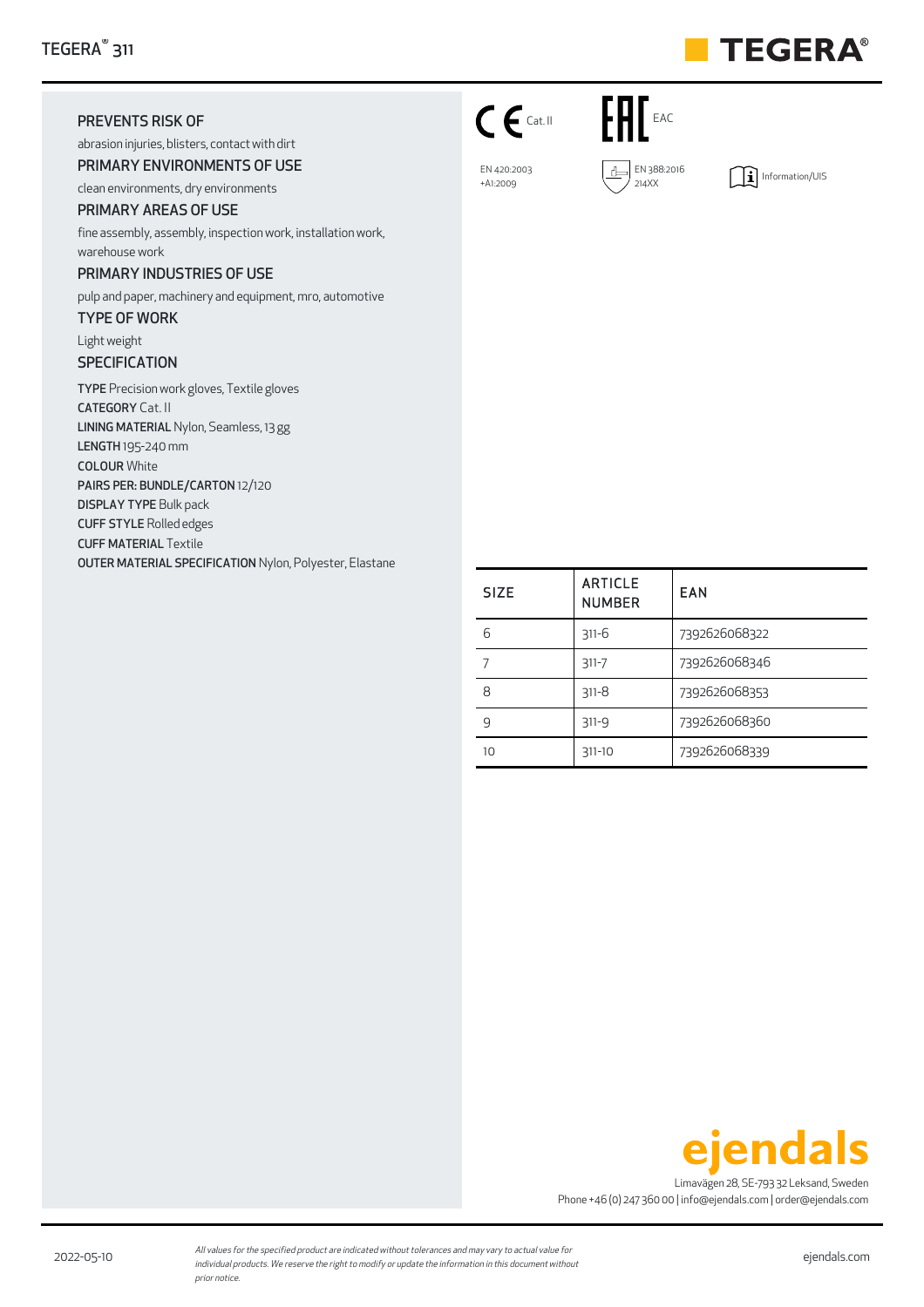## PREVENTS RISK OF

abrasion injuries, blisters, contact with dirt

## PRIMARY ENVIRONMENTS OF USE

clean environments, dry environments

## PRIMARY AREAS OF USE

fine assembly, assembly, inspection work, installation work, warehouse work

## PRIMARY INDUSTRIES OF USE

pulp and paper, machinery and equipment, mro, automotive

## TYPE OF WORK

Light weight

## SPECIFICATION

**TYPE** Precision work gloves, Textile gloves
**CATEGORY** Cat. II
**LINING MATERIAL** Nylon, Seamless, 13 gg
**LENGTH** 195-240 mm
**COLOUR** White
**PAIRS PER: BUNDLE/CARTON** 12/120
**DISPLAY TYPE** Bulk pack
**CUFF STYLE** Rolled edges
**CUFF MATERIAL** Textile
**OUTER MATERIAL SPECIFICATION** Nylon, Polyester, Elastane

CE Cat. II

EAC

EN 420:2003 +A1:2009

EN 388:2016 214XX

Information/UIS

| SIZE | ARTICLE NUMBER | EAN |
|---|---|---|
| 6 | 311-6 | 7392626068322 |
| 7 | 311-7 | 7392626068346 |
| 8 | 311-8 | 7392626068353 |
| 9 | 311-9 | 7392626068360 |
| 10 | 311-10 | 7392626068339 |

ejendals

Limavägen 28, SE-793 32 Leksand, Sweden
Phone +46 (0) 247 360 00 | info@ejendals.com | order@ejendals.com

2022-05-10

*All values for the specified product are indicated without tolerances and may vary to actual value for individual products. We reserve the right to modify or update the information in this document without prior notice.*

ejendals.com